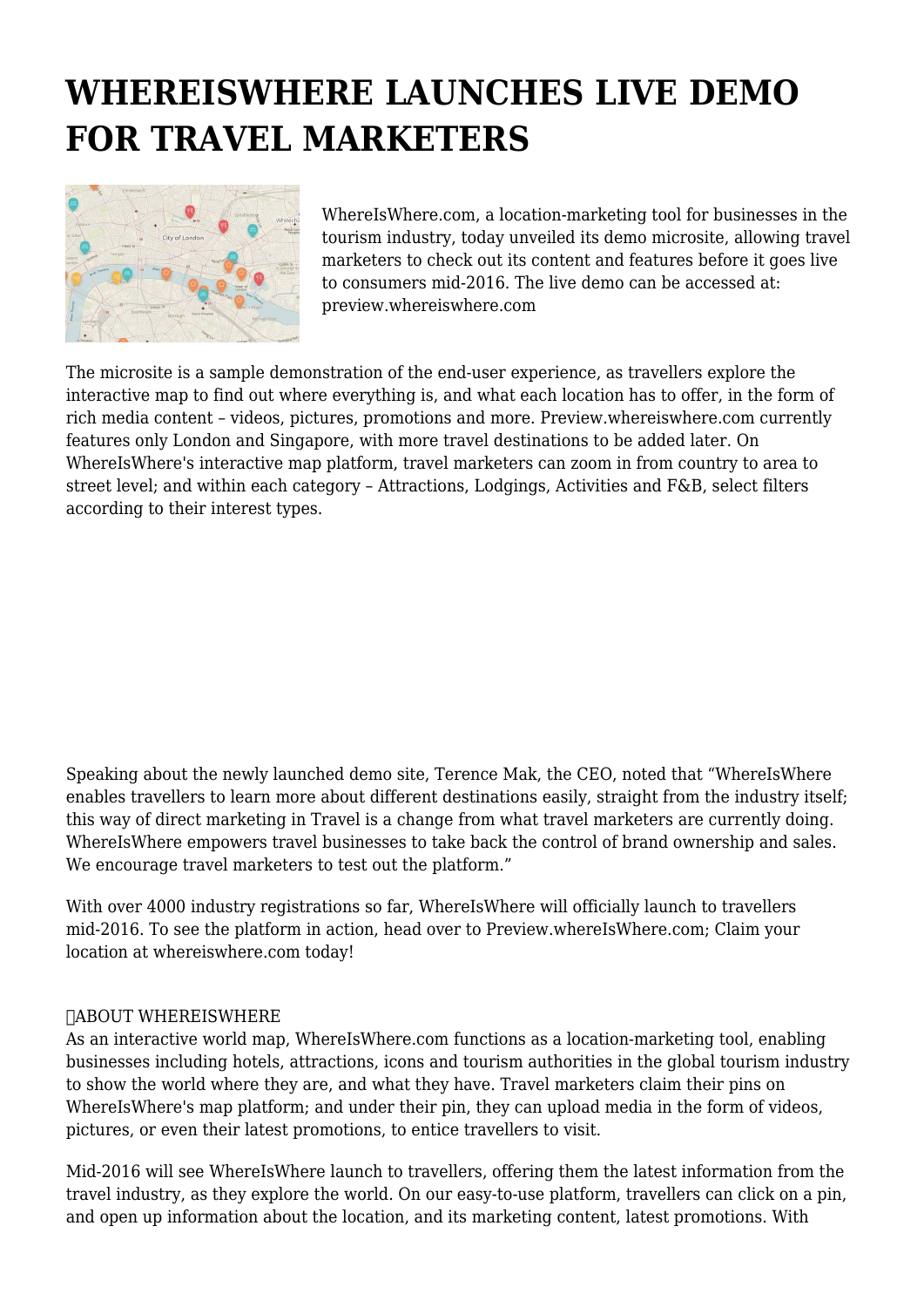# WHEREISWHERE LAUNCHES LIVE DEMO FOR TRAVEL MARKETERS

WhereIsWhere.com, a location-marketing tool for businesses in the tourism industry, today unveiled its demo microsite, allowing travel marketers to check out its content and features before it goes live to consumers mid-2016. The live demo can be accessed at: preview.whereiswhere.com

The microsite is a sample demonstration of the end-user experience, as travellers explore the interactive map to find out where everything is, and what each location has to offer, in the form of rich media content – videos, pictures, promotions and more. Preview.whereiswhere.com currently features only London and Singapore, with more travel destinations to be added later. On WhereIsWhere's interactive map platform, travel marketers can zoom in from country to area to street level; and within each category – Attractions, Lodgings, Activities and F&B, select filters according to their interest types.

Speaking about the newly launched demo site, Terence Mak, the CEO, noted that "WhereIsWhere enables travellers to learn more about different destinations easily, straight from the industry itself; this way of direct marketing in Travel is a change from what travel marketers are currently doing. WhereIsWhere empowers travel businesses to take back the control of brand ownership and sales. We encourage travel marketers to test out the platform."

With over 4000 industry registrations so far, WhereIsWhere will officially launch to travellers mid-2016. To see the platform in action, head over to Preview.whereIsWhere.com; Claim your location at whereiswhere.com today!

ABOUT WHEREISWHERE

As an interactive world map, WhereIsWhere.com functions as a location-marketing tool, enabling businesses including hotels, attractions, icons and tourism authorities in the global tourism industry to show the world where they are, and what they have. Travel marketers claim their pins on WhereIsWhere's map platform; and under their pin, they can upload media in the form of videos, pictures, or even their latest promotions, to entice travellers to visit.

Mid-2016 will see WhereIsWhere launch to travellers, offering them the latest information from the travel industry, as they explore the world. On our easy-to-use platform, travellers can click on a pin, and open up information about the location, and its marketing content, latest promotions. With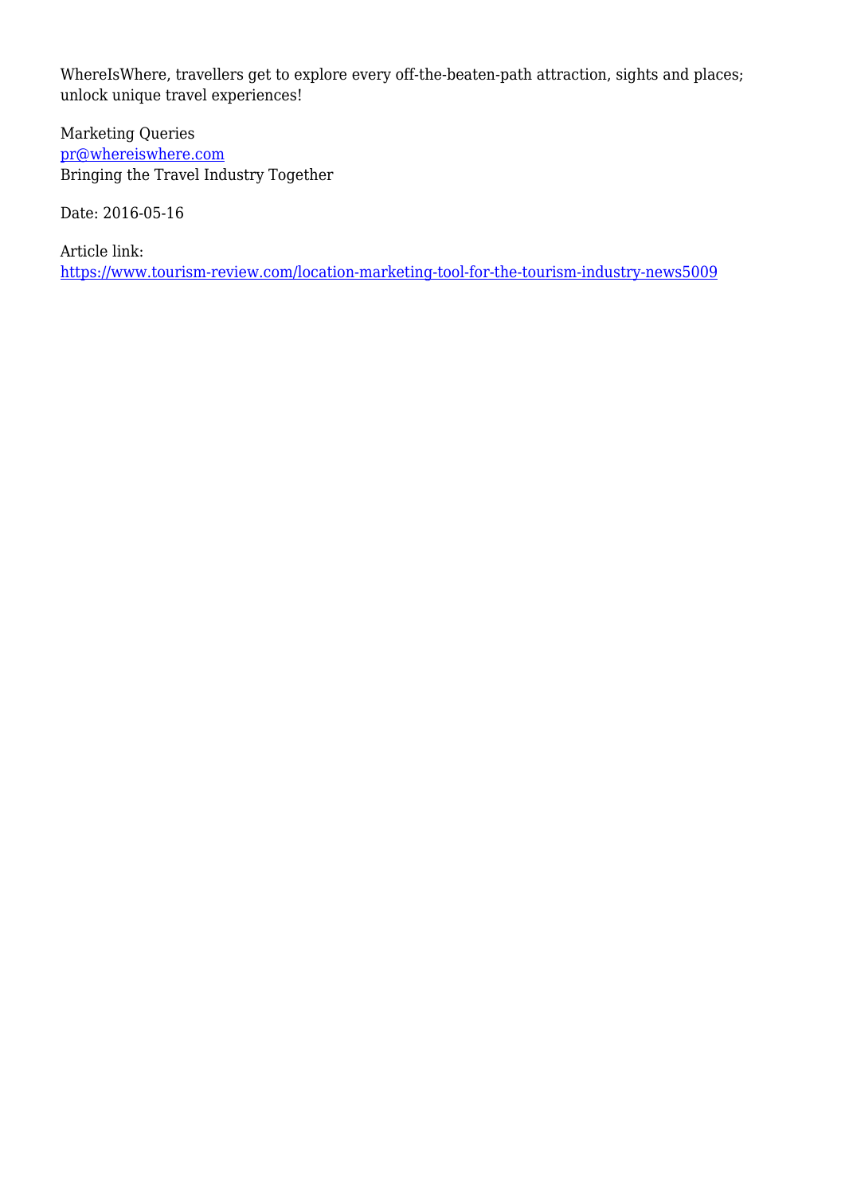WhereIsWhere, travellers get to explore every off-the-beaten-path attraction, sights and places; unlock unique travel experiences!

Marketing Queries
[pr@whereiswhere.com](mailto:pr@whereiswhere.com)
Bringing the Travel Industry Together

Date: 2016-05-16

Article link:
[https://www.tourism-review.com/location-marketing-tool-for-the-tourism-industry-news5009](https://www.tourism-review.com/location-marketing-tool-for-the-tourism-industry-news5009)